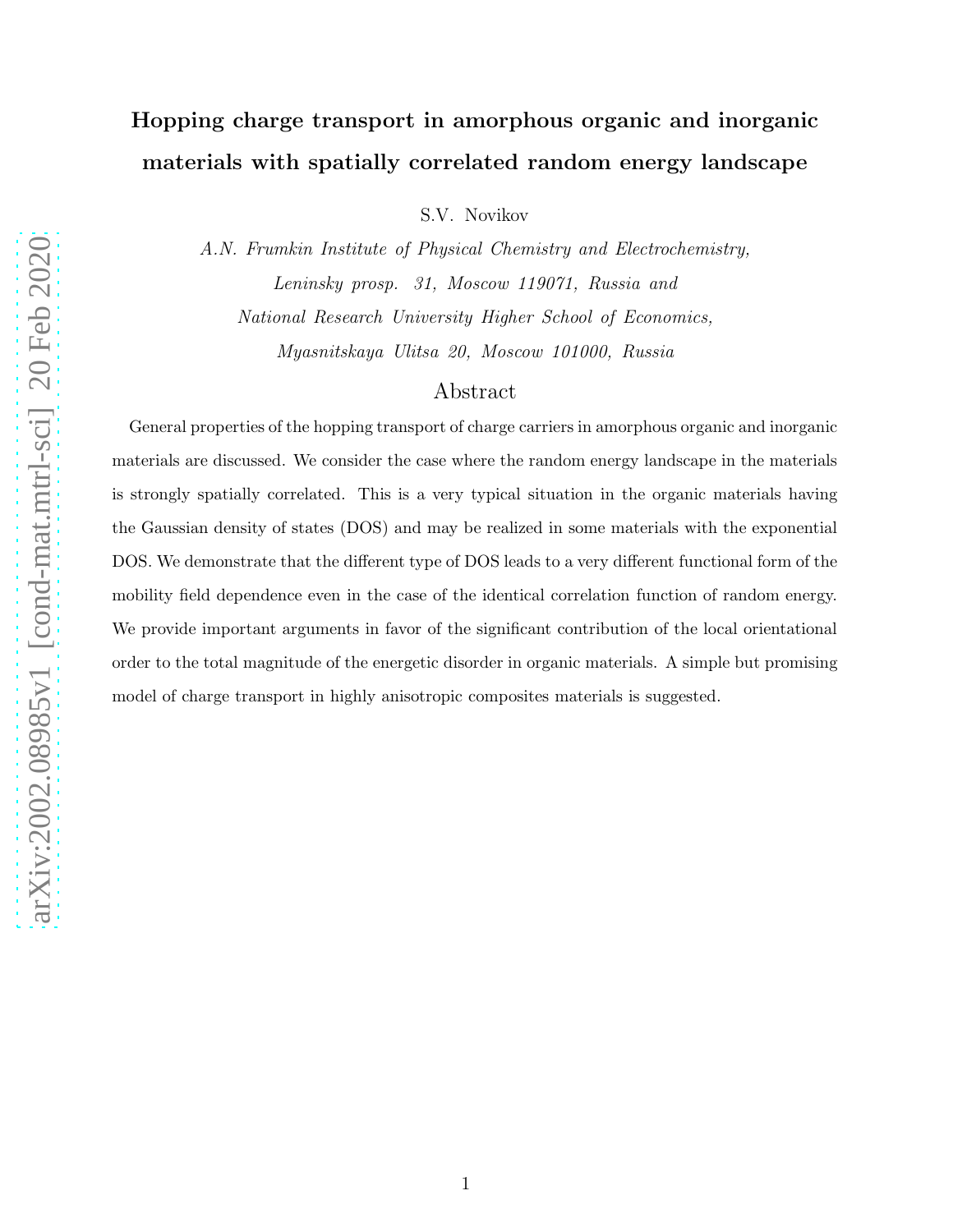# Hopping charge transport in amorphous organic and inorganic materials with spatially correlated random energy landscape

S.V. Novikov

*A.N. Frumkin Institute of Physical Chemistry and Electrochemistry, Leninsky prosp. 31, Moscow 119071, Russia and National Research University Higher School of Economics, Myasnitskaya Ulitsa 20, Moscow 101000, Russia*

## Abstract

General properties of the hopping transport of charge carriers in amorphous organic and inorganic materials are discussed. We consider the case where the random energy landscape in the materials is strongly spatially correlated. This is a very typical situation in the organic materials having the Gaussian density of states (DOS) and may be realized in some materials with the exponential DOS. We demonstrate that the different type of DOS leads to a very different functional form of the mobility field dependence even in the case of the identical correlation function of random energy. We provide important arguments in favor of the significant contribution of the local orientational order to the total magnitude of the energetic disorder in organic materials. A simple but promising model of charge transport in highly anisotropic composites materials is suggested.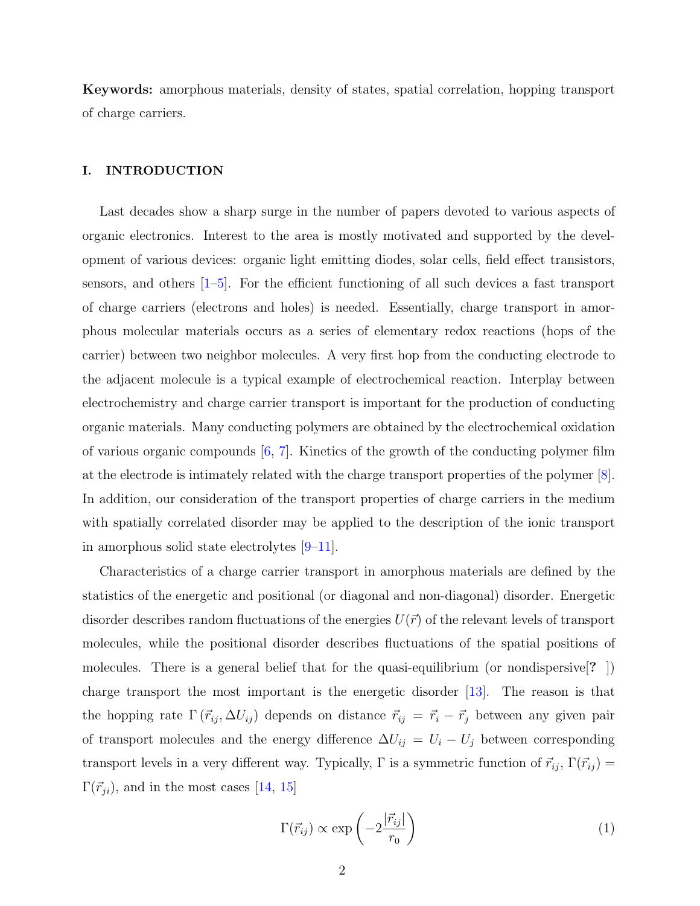**Keywords:** amorphous materials, density of states, spatial correlation, hopping transport of charge carriers.

## I. INTRODUCTION

Last decades show a sharp surge in the number of papers devoted to various aspects of organic electronics. Interest to the area is mostly motivated and supported by the development of various devices: organic light emitting diodes, solar cells, field effect transistors, sensors, and others [1–5]. For the efficient functioning of all such devices a fast transport of charge carriers (electrons and holes) is needed. Essentially, charge transport in amorphous molecular materials occurs as a series of elementary redox reactions (hops of the carrier) between two neighbor molecules. A very first hop from the conducting electrode to the adjacent molecule is a typical example of electrochemical reaction. Interplay between electrochemistry and charge carrier transport is important for the production of conducting organic materials. Many conducting polymers are obtained by the electrochemical oxidation of various organic compounds [6, 7]. Kinetics of the growth of the conducting polymer film at the electrode is intimately related with the charge transport properties of the polymer [8]. In addition, our consideration of the transport properties of charge carriers in the medium with spatially correlated disorder may be applied to the description of the ionic transport in amorphous solid state electrolytes [9–11].

Characteristics of a charge carrier transport in amorphous materials are defined by the statistics of the energetic and positional (or diagonal and non-diagonal) disorder. Energetic disorder describes random fluctuations of the energies $U(\vec{r})$ of the relevant levels of transport molecules, while the positional disorder describes fluctuations of the spatial positions of molecules. There is a general belief that for the quasi-equilibrium (or nondispersive[**?** ]) charge transport the most important is the energetic disorder [13]. The reason is that the hopping rate $\Gamma\left(\vec{r}_{ij}, \Delta U_{ij}\right)$ depends on distance $\vec{r}_{ij} = \vec{r}_i - \vec{r}_j$ between any given pair of transport molecules and the energy difference $\Delta U_{ij} = U_i - U_j$ between corresponding transport levels in a very different way. Typically, $\Gamma$ is a symmetric function of $\vec{r}_{ij}$, $\Gamma(\vec{r}_{ij}) = \Gamma(\vec{r}_{ji})$, and in the most cases [14, 15]

$$\Gamma(\vec{r}_{ij}) \propto \exp\left(-2\frac{|\vec{r}_{ij}|}{r_0}\right) \tag{1}$$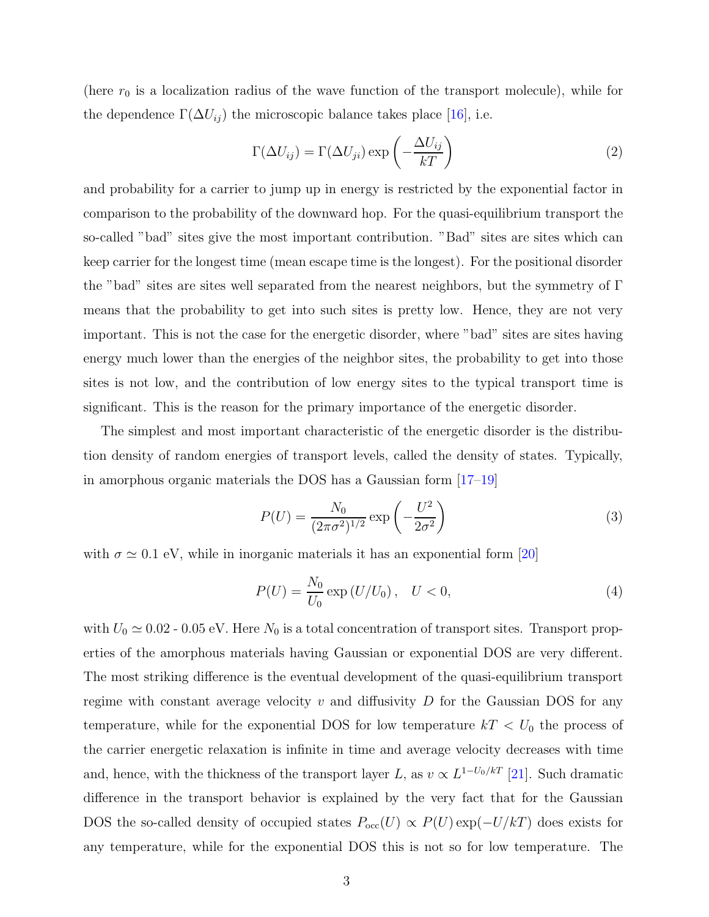(here $r_0$ is a localization radius of the wave function of the transport molecule), while for the dependence $\Gamma(\Delta U_{ij})$ the microscopic balance takes place [16], i.e.

$$\Gamma(\Delta U_{ij}) = \Gamma(\Delta U_{ji}) \exp\left(-\frac{\Delta U_{ij}}{kT}\right) \tag{2}$$

and probability for a carrier to jump up in energy is restricted by the exponential factor in comparison to the probability of the downward hop. For the quasi-equilibrium transport the so-called "bad" sites give the most important contribution. "Bad" sites are sites which can keep carrier for the longest time (mean escape time is the longest). For the positional disorder the "bad" sites are sites well separated from the nearest neighbors, but the symmetry of $\Gamma$ means that the probability to get into such sites is pretty low. Hence, they are not very important. This is not the case for the energetic disorder, where "bad" sites are sites having energy much lower than the energies of the neighbor sites, the probability to get into those sites is not low, and the contribution of low energy sites to the typical transport time is significant. This is the reason for the primary importance of the energetic disorder.

The simplest and most important characteristic of the energetic disorder is the distribution density of random energies of transport levels, called the density of states. Typically, in amorphous organic materials the DOS has a Gaussian form [17–19]

$$P(U) = \frac{N_0}{(2\pi\sigma^2)^{1/2}} \exp\left(-\frac{U^2}{2\sigma^2}\right) \tag{3}$$

with $\sigma \simeq 0.1$ eV, while in inorganic materials it has an exponential form [20]

$$P(U) = \frac{N_0}{U_0} \exp\left(U/U_0\right), \quad U < 0, \tag{4}$$

with $U_0 \simeq 0.02$ - $0.05$ eV. Here $N_0$ is a total concentration of transport sites. Transport properties of the amorphous materials having Gaussian or exponential DOS are very different. The most striking difference is the eventual development of the quasi-equilibrium transport regime with constant average velocity $v$ and diffusivity $D$ for the Gaussian DOS for any temperature, while for the exponential DOS for low temperature $kT < U_0$ the process of the carrier energetic relaxation is infinite in time and average velocity decreases with time and, hence, with the thickness of the transport layer $L$, as $v \propto L^{1-U_0/kT}$ [21]. Such dramatic difference in the transport behavior is explained by the very fact that for the Gaussian DOS the so-called density of occupied states $P_{\rm occ}(U) \propto P(U) \exp(-U/kT)$ does exists for any temperature, while for the exponential DOS this is not so for low temperature. The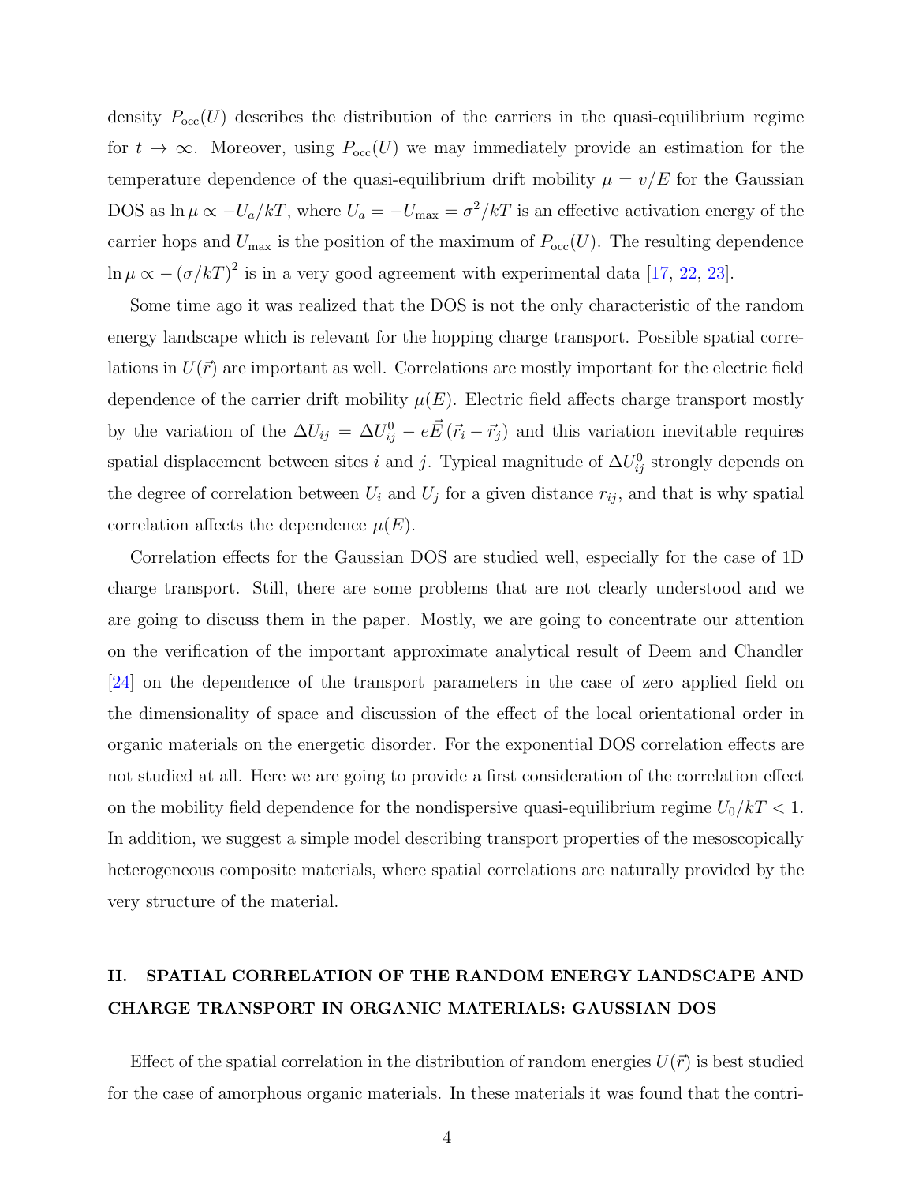density $P_{\text{occ}}(U)$ describes the distribution of the carriers in the quasi-equilibrium regime for $t \to \infty$. Moreover, using $P_{\text{occ}}(U)$ we may immediately provide an estimation for the temperature dependence of the quasi-equilibrium drift mobility $\mu = v/E$ for the Gaussian DOS as $\ln \mu \propto -U_a/kT$, where $U_a = -U_{\max} = \sigma^2/kT$ is an effective activation energy of the carrier hops and $U_{\max}$ is the position of the maximum of $P_{\text{occ}}(U)$. The resulting dependence $\ln \mu \propto -\left(\sigma/kT\right)^2$ is in a very good agreement with experimental data [17, 22, 23].

Some time ago it was realized that the DOS is not the only characteristic of the random energy landscape which is relevant for the hopping charge transport. Possible spatial correlations in $U(\vec{r})$ are important as well. Correlations are mostly important for the electric field dependence of the carrier drift mobility $\mu(E)$. Electric field affects charge transport mostly by the variation of the $\Delta U_{ij} = \Delta U_{ij}^0 - e\vec{E}\left(\vec{r}_i - \vec{r}_j\right)$ and this variation inevitable requires spatial displacement between sites $i$ and $j$. Typical magnitude of $\Delta U_{ij}^0$ strongly depends on the degree of correlation between $U_i$ and $U_j$ for a given distance $r_{ij}$, and that is why spatial correlation affects the dependence $\mu(E)$.

Correlation effects for the Gaussian DOS are studied well, especially for the case of 1D charge transport. Still, there are some problems that are not clearly understood and we are going to discuss them in the paper. Mostly, we are going to concentrate our attention on the verification of the important approximate analytical result of Deem and Chandler [24] on the dependence of the transport parameters in the case of zero applied field on the dimensionality of space and discussion of the effect of the local orientational order in organic materials on the energetic disorder. For the exponential DOS correlation effects are not studied at all. Here we are going to provide a first consideration of the correlation effect on the mobility field dependence for the nondispersive quasi-equilibrium regime $U_0/kT < 1$. In addition, we suggest a simple model describing transport properties of the mesoscopically heterogeneous composite materials, where spatial correlations are naturally provided by the very structure of the material.

## II. SPATIAL CORRELATION OF THE RANDOM ENERGY LANDSCAPE AND CHARGE TRANSPORT IN ORGANIC MATERIALS: GAUSSIAN DOS

Effect of the spatial correlation in the distribution of random energies $U(\vec{r})$ is best studied for the case of amorphous organic materials. In these materials it was found that the contri-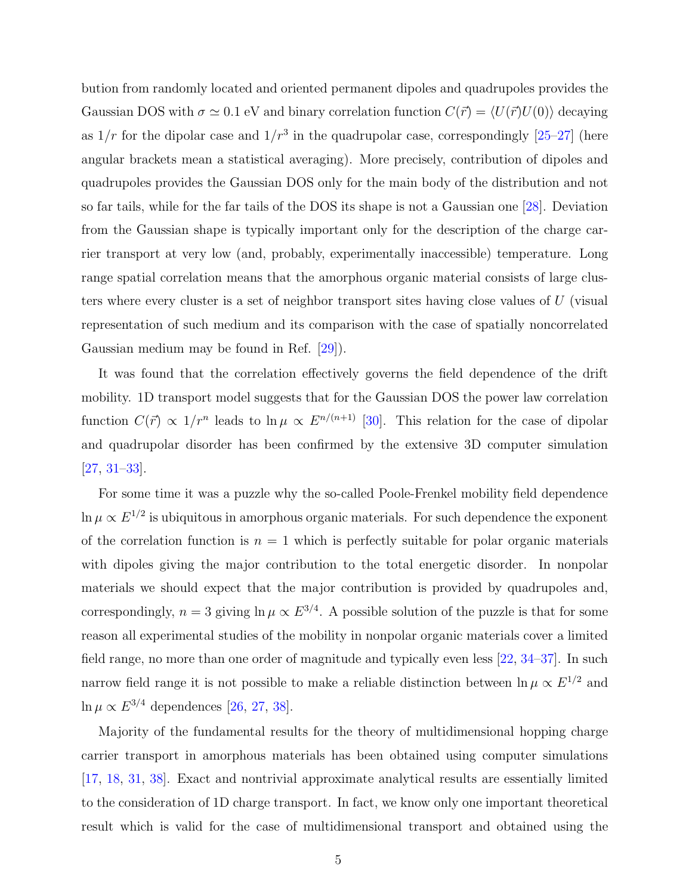bution from randomly located and oriented permanent dipoles and quadrupoles provides the Gaussian DOS with $\sigma \simeq 0.1$ eV and binary correlation function $C(\vec{r}) = \langle U(\vec{r})U(0)\rangle$ decaying as $1/r$ for the dipolar case and $1/r^3$ in the quadrupolar case, correspondingly [25–27] (here angular brackets mean a statistical averaging). More precisely, contribution of dipoles and quadrupoles provides the Gaussian DOS only for the main body of the distribution and not so far tails, while for the far tails of the DOS its shape is not a Gaussian one [28]. Deviation from the Gaussian shape is typically important only for the description of the charge carrier transport at very low (and, probably, experimentally inaccessible) temperature. Long range spatial correlation means that the amorphous organic material consists of large clusters where every cluster is a set of neighbor transport sites having close values of $U$ (visual representation of such medium and its comparison with the case of spatially noncorrelated Gaussian medium may be found in Ref. [29]).

It was found that the correlation effectively governs the field dependence of the drift mobility. 1D transport model suggests that for the Gaussian DOS the power law correlation function $C(\vec{r}) \propto 1/r^n$ leads to $\ln \mu \propto E^{n/(n+1)}$ [30]. This relation for the case of dipolar and quadrupolar disorder has been confirmed by the extensive 3D computer simulation [27, 31–33].

For some time it was a puzzle why the so-called Poole-Frenkel mobility field dependence $\ln \mu \propto E^{1/2}$ is ubiquitous in amorphous organic materials. For such dependence the exponent of the correlation function is $n = 1$ which is perfectly suitable for polar organic materials with dipoles giving the major contribution to the total energetic disorder. In nonpolar materials we should expect that the major contribution is provided by quadrupoles and, correspondingly, $n = 3$ giving $\ln \mu \propto E^{3/4}$. A possible solution of the puzzle is that for some reason all experimental studies of the mobility in nonpolar organic materials cover a limited field range, no more than one order of magnitude and typically even less [22, 34–37]. In such narrow field range it is not possible to make a reliable distinction between $\ln \mu \propto E^{1/2}$ and $\ln \mu \propto E^{3/4}$ dependences [26, 27, 38].

Majority of the fundamental results for the theory of multidimensional hopping charge carrier transport in amorphous materials has been obtained using computer simulations [17, 18, 31, 38]. Exact and nontrivial approximate analytical results are essentially limited to the consideration of 1D charge transport. In fact, we know only one important theoretical result which is valid for the case of multidimensional transport and obtained using the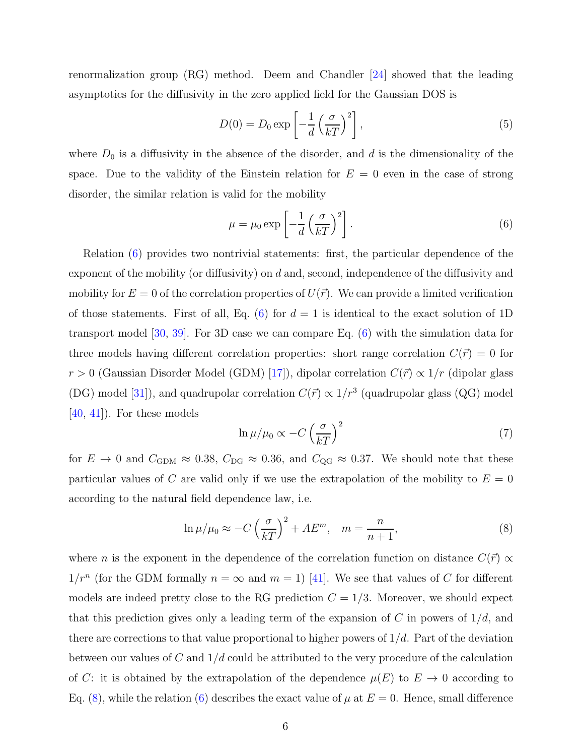renormalization group (RG) method. Deem and Chandler [24] showed that the leading asymptotics for the diffusivity in the zero applied field for the Gaussian DOS is

$$D(0)=D_0\exp\left[-\frac{1}{d}\left(\frac{\sigma}{kT}\right)^2\right], \tag{5}$$

where $D_0$ is a diffusivity in the absence of the disorder, and $d$ is the dimensionality of the space. Due to the validity of the Einstein relation for $E=0$ even in the case of strong disorder, the similar relation is valid for the mobility

$$\mu=\mu_0\exp\left[-\frac{1}{d}\left(\frac{\sigma}{kT}\right)^2\right]. \tag{6}$$

Relation (6) provides two nontrivial statements: first, the particular dependence of the exponent of the mobility (or diffusivity) on $d$ and, second, independence of the diffusivity and mobility for $E=0$ of the correlation properties of $U(\vec{r})$. We can provide a limited verification of those statements. First of all, Eq. (6) for $d=1$ is identical to the exact solution of 1D transport model [30, 39]. For 3D case we can compare Eq. (6) with the simulation data for three models having different correlation properties: short range correlation $C(\vec{r})=0$ for $r>0$ (Gaussian Disorder Model (GDM) [17]), dipolar correlation $C(\vec{r})\propto 1/r$ (dipolar glass (DG) model [31]), and quadrupolar correlation $C(\vec{r})\propto 1/r^3$ (quadrupolar glass (QG) model [40, 41]). For these models

$$\ln\mu/\mu_0\propto -C\left(\frac{\sigma}{kT}\right)^2 \tag{7}$$

for $E\to 0$ and $C_{\rm GDM}\approx 0.38$, $C_{\rm DG}\approx 0.36$, and $C_{\rm QG}\approx 0.37$. We should note that these particular values of $C$ are valid only if we use the extrapolation of the mobility to $E=0$ according to the natural field dependence law, i.e.

$$\ln\mu/\mu_0\approx -C\left(\frac{\sigma}{kT}\right)^2+AE^m,\quad m=\frac{n}{n+1}, \tag{8}$$

where $n$ is the exponent in the dependence of the correlation function on distance $C(\vec{r})\propto 1/r^n$ (for the GDM formally $n=\infty$ and $m=1$) [41]. We see that values of $C$ for different models are indeed pretty close to the RG prediction $C=1/3$. Moreover, we should expect that this prediction gives only a leading term of the expansion of $C$ in powers of $1/d$, and there are corrections to that value proportional to higher powers of $1/d$. Part of the deviation between our values of $C$ and $1/d$ could be attributed to the very procedure of the calculation of $C$: it is obtained by the extrapolation of the dependence $\mu(E)$ to $E\to 0$ according to Eq. (8), while the relation (6) describes the exact value of $\mu$ at $E=0$. Hence, small difference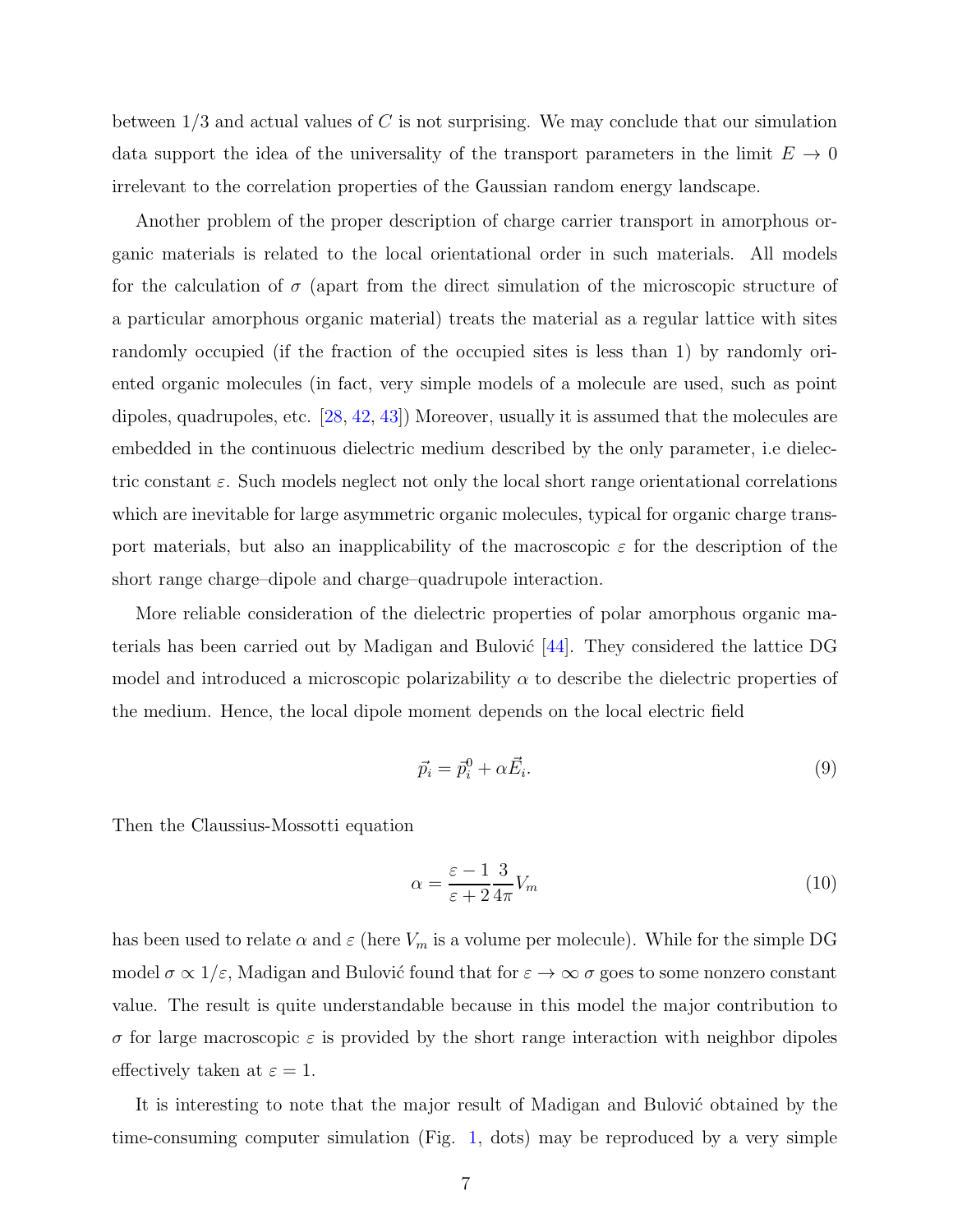between 1/3 and actual values of $C$ is not surprising. We may conclude that our simulation data support the idea of the universality of the transport parameters in the limit $E \to 0$ irrelevant to the correlation properties of the Gaussian random energy landscape.

Another problem of the proper description of charge carrier transport in amorphous organic materials is related to the local orientational order in such materials. All models for the calculation of $\sigma$ (apart from the direct simulation of the microscopic structure of a particular amorphous organic material) treats the material as a regular lattice with sites randomly occupied (if the fraction of the occupied sites is less than 1) by randomly oriented organic molecules (in fact, very simple models of a molecule are used, such as point dipoles, quadrupoles, etc. [28, 42, 43]) Moreover, usually it is assumed that the molecules are embedded in the continuous dielectric medium described by the only parameter, i.e dielectric constant $\varepsilon$. Such models neglect not only the local short range orientational correlations which are inevitable for large asymmetric organic molecules, typical for organic charge transport materials, but also an inapplicability of the macroscopic $\varepsilon$ for the description of the short range charge–dipole and charge–quadrupole interaction.

More reliable consideration of the dielectric properties of polar amorphous organic materials has been carried out by Madigan and Bulović [44]. They considered the lattice DG model and introduced a microscopic polarizability $\alpha$ to describe the dielectric properties of the medium. Hence, the local dipole moment depends on the local electric field

$$\vec{p}_i = \vec{p}_i^0 + \alpha \vec{E}_i. \tag{9}$$

Then the Claussius-Mossotti equation

$$\alpha = \frac{\varepsilon - 1}{\varepsilon + 2}\frac{3}{4\pi}V_m \tag{10}$$

has been used to relate $\alpha$ and $\varepsilon$ (here $V_m$ is a volume per molecule). While for the simple DG model $\sigma \propto 1/\varepsilon$, Madigan and Bulović found that for $\varepsilon \to \infty$ $\sigma$ goes to some nonzero constant value. The result is quite understandable because in this model the major contribution to $\sigma$ for large macroscopic $\varepsilon$ is provided by the short range interaction with neighbor dipoles effectively taken at $\varepsilon = 1$.

It is interesting to note that the major result of Madigan and Bulović obtained by the time-consuming computer simulation (Fig. 1, dots) may be reproduced by a very simple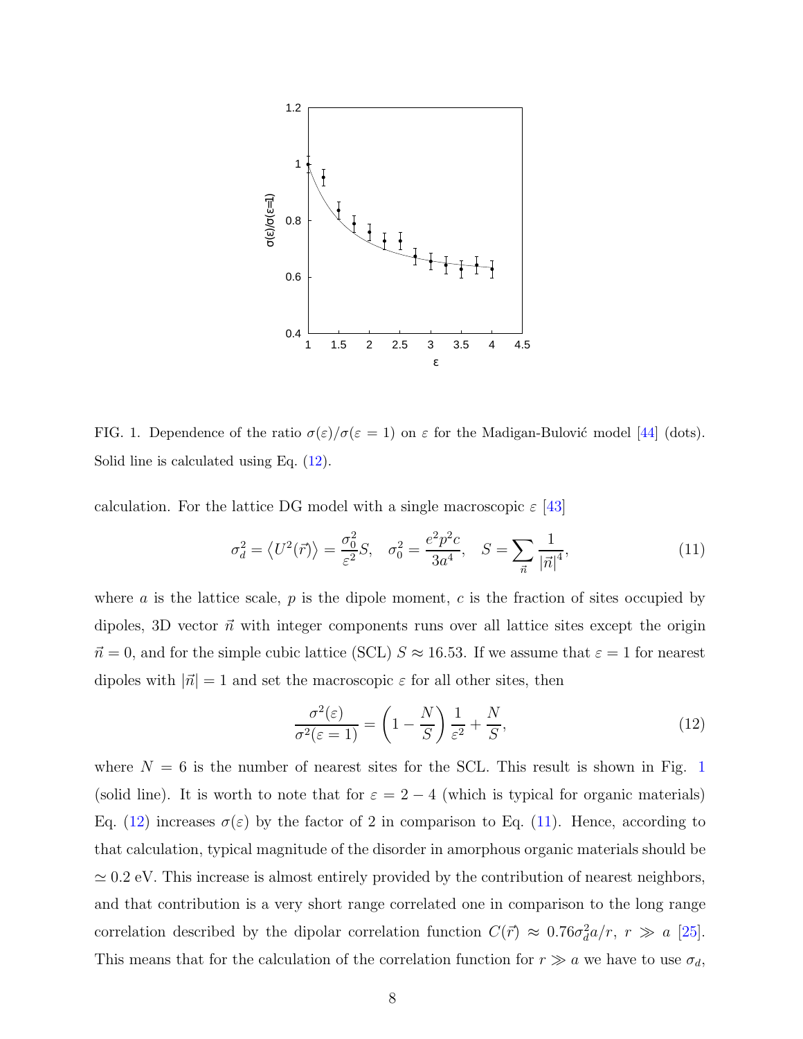FIG. 1. Dependence of the ratio $\sigma(\varepsilon)/\sigma(\varepsilon=1)$ on $\varepsilon$ for the Madigan-Bulović model [44] (dots). Solid line is calculated using Eq. (12).

calculation. For the lattice DG model with a single macroscopic $\varepsilon$ [43]

$$\sigma_d^2 = \left\langle U^2(\vec{r})\right\rangle = \frac{\sigma_0^2}{\varepsilon^2}S, \quad \sigma_0^2 = \frac{e^2p^2c}{3a^4}, \quad S = \sum_{\vec{n}} \frac{1}{\left|\vec{n}\right|^4}, \tag{11}$$

where $a$ is the lattice scale, $p$ is the dipole moment, $c$ is the fraction of sites occupied by dipoles, 3D vector $\vec{n}$ with integer components runs over all lattice sites except the origin $\vec{n}=0$, and for the simple cubic lattice (SCL) $S \approx 16.53$. If we assume that $\varepsilon = 1$ for nearest dipoles with $|\vec{n}| = 1$ and set the macroscopic $\varepsilon$ for all other sites, then

$$\frac{\sigma^2(\varepsilon)}{\sigma^2(\varepsilon=1)} = \left(1 - \frac{N}{S}\right)\frac{1}{\varepsilon^2} + \frac{N}{S}, \tag{12}$$

where $N = 6$ is the number of nearest sites for the SCL. This result is shown in Fig. 1 (solid line). It is worth to note that for $\varepsilon = 2-4$ (which is typical for organic materials) Eq. (12) increases $\sigma(\varepsilon)$ by the factor of 2 in comparison to Eq. (11). Hence, according to that calculation, typical magnitude of the disorder in amorphous organic materials should be $\simeq 0.2$ eV. This increase is almost entirely provided by the contribution of nearest neighbors, and that contribution is a very short range correlated one in comparison to the long range correlation described by the dipolar correlation function $C(\vec{r}) \approx 0.76\sigma_d^2 a/r$, $r \gg a$ [25]. This means that for the calculation of the correlation function for $r \gg a$ we have to use $\sigma_d$,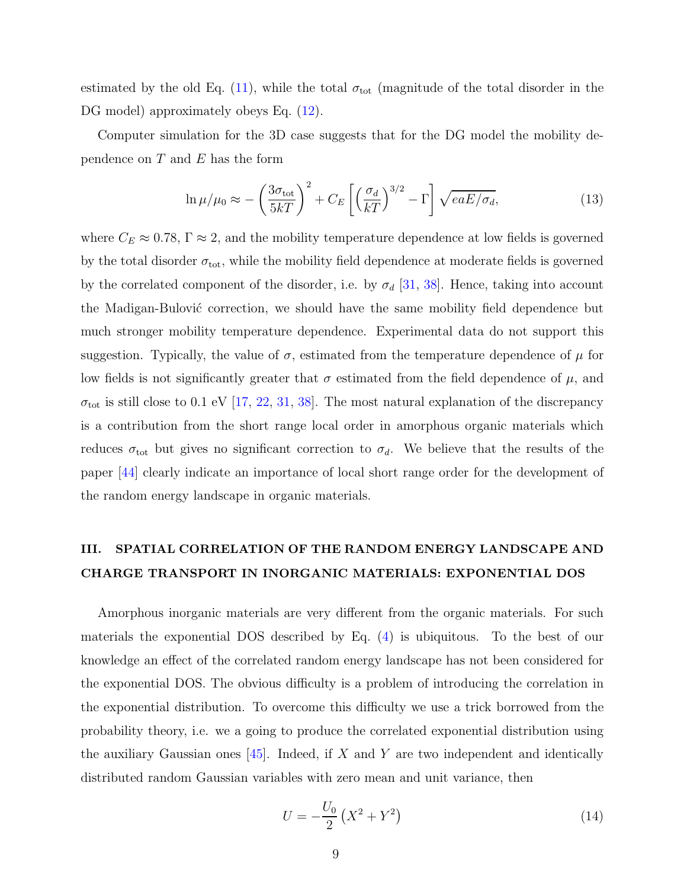estimated by the old Eq. (11), while the total $\sigma_{\rm tot}$ (magnitude of the total disorder in the DG model) approximately obeys Eq. (12).

Computer simulation for the 3D case suggests that for the DG model the mobility dependence on $T$ and $E$ has the form

$$\ln \mu/\mu_0 \approx -\left(\frac{3\sigma_{\rm tot}}{5kT}\right)^2 + C_E\left[\left(\frac{\sigma_d}{kT}\right)^{3/2} - \Gamma\right]\sqrt{eaE/\sigma_d}, \tag{13}$$

where $C_E \approx 0.78$, $\Gamma \approx 2$, and the mobility temperature dependence at low fields is governed by the total disorder $\sigma_{\rm tot}$, while the mobility field dependence at moderate fields is governed by the correlated component of the disorder, i.e. by $\sigma_d$ [31, 38]. Hence, taking into account the Madigan-Bulović correction, we should have the same mobility field dependence but much stronger mobility temperature dependence. Experimental data do not support this suggestion. Typically, the value of $\sigma$, estimated from the temperature dependence of $\mu$ for low fields is not significantly greater that $\sigma$ estimated from the field dependence of $\mu$, and $\sigma_{\rm tot}$ is still close to 0.1 eV [17, 22, 31, 38]. The most natural explanation of the discrepancy is a contribution from the short range local order in amorphous organic materials which reduces $\sigma_{\rm tot}$ but gives no significant correction to $\sigma_d$. We believe that the results of the paper [44] clearly indicate an importance of local short range order for the development of the random energy landscape in organic materials.

## III. SPATIAL CORRELATION OF THE RANDOM ENERGY LANDSCAPE AND CHARGE TRANSPORT IN INORGANIC MATERIALS: EXPONENTIAL DOS

Amorphous inorganic materials are very different from the organic materials. For such materials the exponential DOS described by Eq. (4) is ubiquitous. To the best of our knowledge an effect of the correlated random energy landscape has not been considered for the exponential DOS. The obvious difficulty is a problem of introducing the correlation in the exponential distribution. To overcome this difficulty we use a trick borrowed from the probability theory, i.e. we a going to produce the correlated exponential distribution using the auxiliary Gaussian ones [45]. Indeed, if $X$ and $Y$ are two independent and identically distributed random Gaussian variables with zero mean and unit variance, then

$$U = -\frac{U_0}{2}\left(X^2 + Y^2\right) \tag{14}$$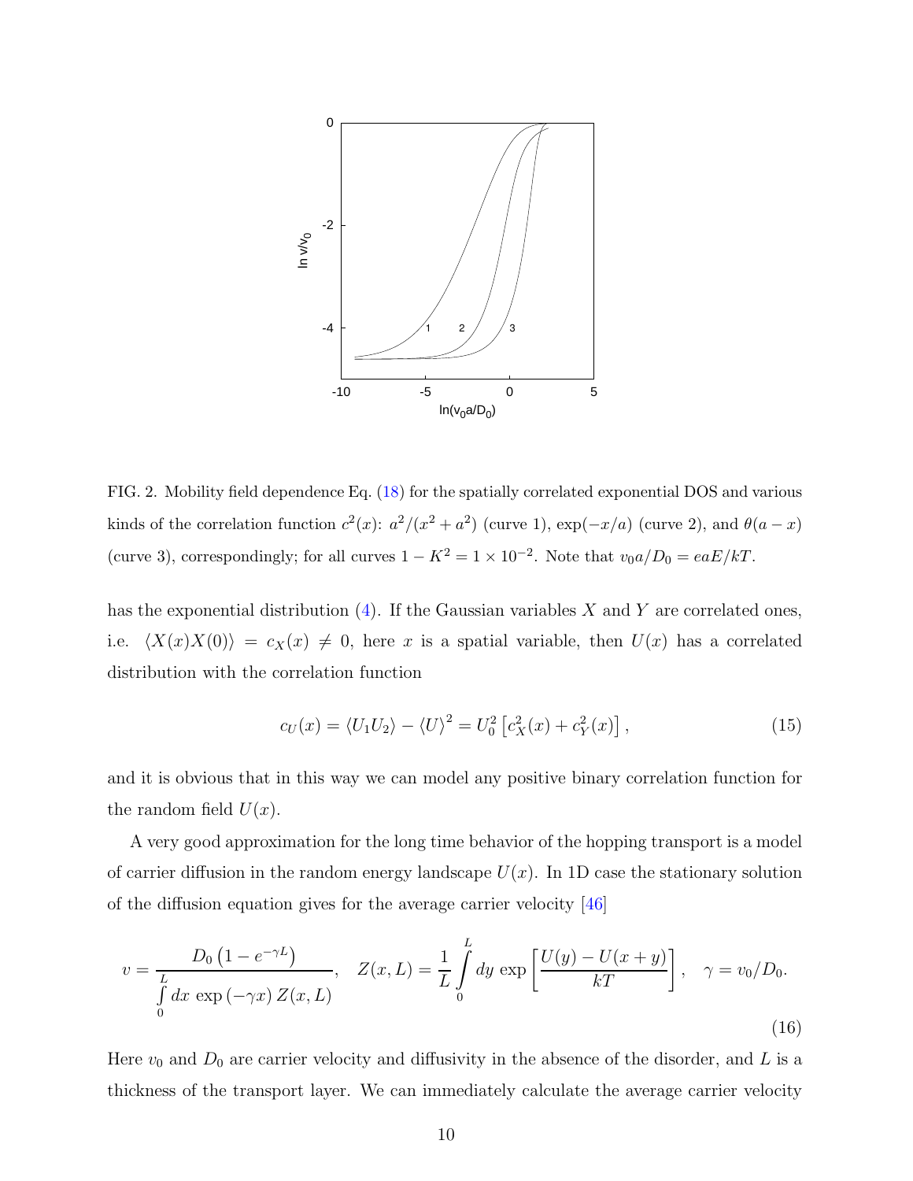FIG. 2. Mobility field dependence Eq. (18) for the spatially correlated exponential DOS and various kinds of the correlation function $c^2(x)$: $a^2/(x^2+a^2)$ (curve 1), $\exp(-x/a)$ (curve 2), and $\theta(a-x)$ (curve 3), correspondingly; for all curves $1-K^2 = 1\times 10^{-2}$. Note that $v_0 a/D_0 = eaE/kT$.

has the exponential distribution (4). If the Gaussian variables $X$ and $Y$ are correlated ones, i.e. $\left<X(x)X(0)\right> = c_X(x) \neq 0$, here $x$ is a spatial variable, then $U(x)$ has a correlated distribution with the correlation function

$$c_U(x) = \left<U_1U_2\right> - \left<U\right>^2 = U_0^2\left[c_X^2(x) + c_Y^2(x)\right], \tag{15}$$

and it is obvious that in this way we can model any positive binary correlation function for the random field $U(x)$.

A very good approximation for the long time behavior of the hopping transport is a model of carrier diffusion in the random energy landscape $U(x)$. In 1D case the stationary solution of the diffusion equation gives for the average carrier velocity [46]

$$v = \frac{D_0\left(1-e^{-\gamma L}\right)}{\int\limits_0^L dx\, \exp\left(-\gamma x\right) Z(x,L)}, \quad Z(x,L) = \frac{1}{L}\int\limits_0^L dy\, \exp\left[\frac{U(y)-U(x+y)}{kT}\right], \quad \gamma = v_0/D_0. \tag{16}$$

Here $v_0$ and $D_0$ are carrier velocity and diffusivity in the absence of the disorder, and $L$ is a thickness of the transport layer. We can immediately calculate the average carrier velocity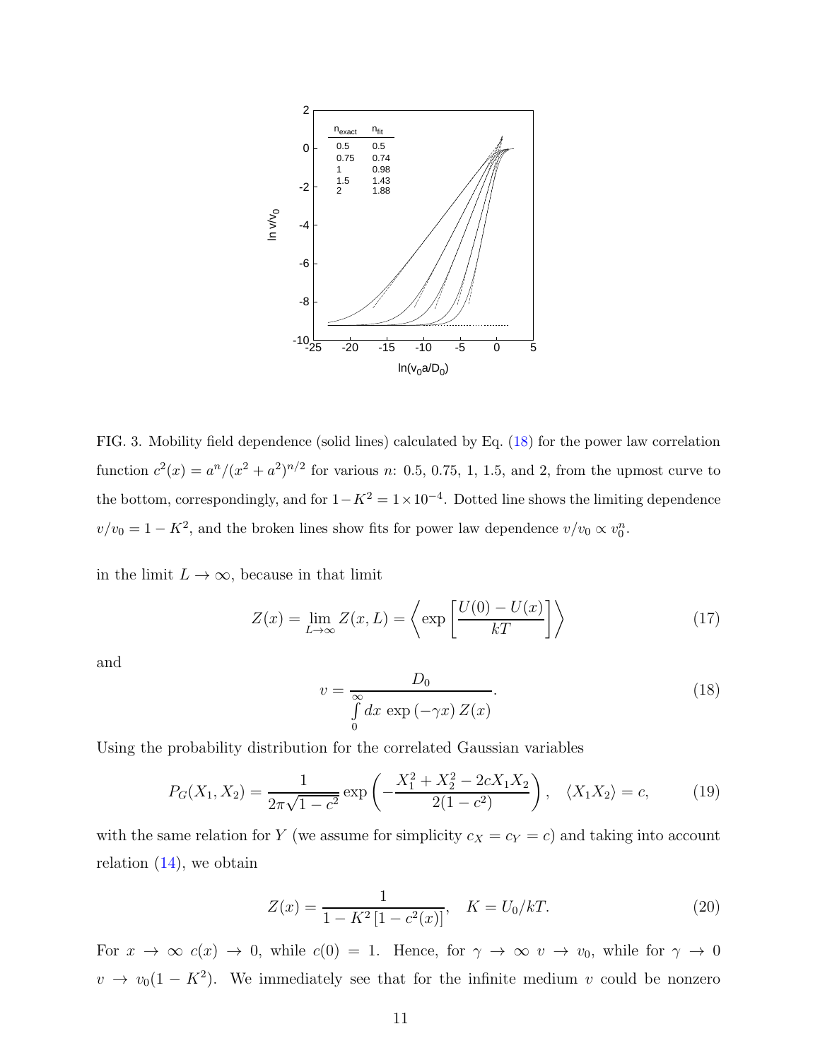FIG. 3. Mobility field dependence (solid lines) calculated by Eq. (18) for the power law correlation function $c^2(x) = a^n/(x^2+a^2)^{n/2}$ for various $n$: 0.5, 0.75, 1, 1.5, and 2, from the upmost curve to the bottom, correspondingly, and for $1-K^2 = 1\times 10^{-4}$. Dotted line shows the limiting dependence $v/v_0 = 1-K^2$, and the broken lines show fits for power law dependence $v/v_0 \propto v_0^n$.

in the limit $L \to \infty$, because in that limit

$$Z(x) = \lim_{L\to\infty} Z(x,L) = \left\langle \exp\left[\frac{U(0)-U(x)}{kT}\right]\right\rangle \tag{17}$$

and

$$v = \frac{D_0}{\int\limits_0^\infty dx\, \exp\left(-\gamma x\right) Z(x)}. \tag{18}$$

Using the probability distribution for the correlated Gaussian variables

$$P_G(X_1,X_2) = \frac{1}{2\pi\sqrt{1-c^2}} \exp\left(-\frac{X_1^2+X_2^2-2cX_1X_2}{2(1-c^2)}\right), \quad \langle X_1 X_2\rangle = c, \tag{19}$$

with the same relation for $Y$ (we assume for simplicity $c_X = c_Y = c$) and taking into account relation (14), we obtain

$$Z(x) = \frac{1}{1-K^2\left[1-c^2(x)\right]}, \quad K = U_0/kT. \tag{20}$$

For $x \to \infty$ $c(x) \to 0$, while $c(0) = 1$. Hence, for $\gamma \to \infty$ $v \to v_0$, while for $\gamma \to 0$ $v \to v_0(1-K^2)$. We immediately see that for the infinite medium $v$ could be nonzero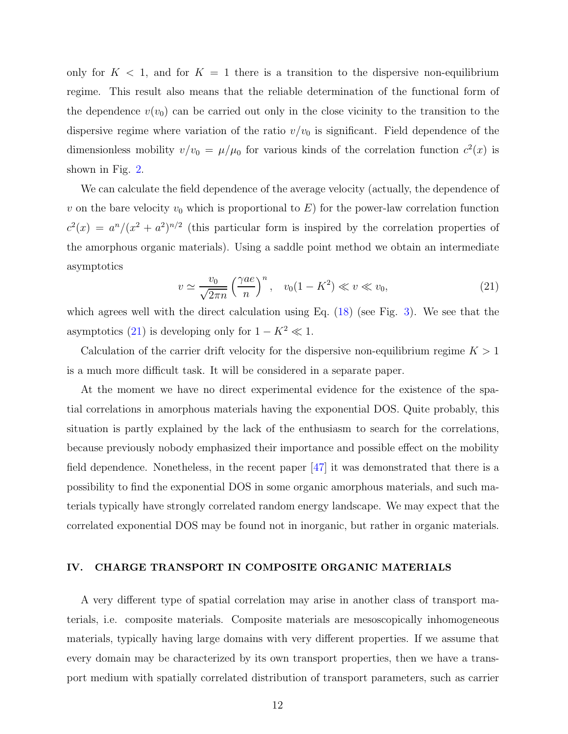only for $K < 1$, and for $K = 1$ there is a transition to the dispersive non-equilibrium regime. This result also means that the reliable determination of the functional form of the dependence $v(v_0)$ can be carried out only in the close vicinity to the transition to the dispersive regime where variation of the ratio $v/v_0$ is significant. Field dependence of the dimensionless mobility $v/v_0 = \mu/\mu_0$ for various kinds of the correlation function $c^2(x)$ is shown in Fig. 2.

We can calculate the field dependence of the average velocity (actually, the dependence of $v$ on the bare velocity $v_0$ which is proportional to $E$) for the power-law correlation function $c^2(x) = a^n/(x^2 + a^2)^{n/2}$ (this particular form is inspired by the correlation properties of the amorphous organic materials). Using a saddle point method we obtain an intermediate asymptotics

$$v \simeq \frac{v_0}{\sqrt{2\pi n}}\left(\frac{\gamma a e}{n}\right)^n, \quad v_0(1 - K^2) \ll v \ll v_0, \tag{21}$$

which agrees well with the direct calculation using Eq. (18) (see Fig. 3). We see that the asymptotics (21) is developing only for $1 - K^2 \ll 1$.

Calculation of the carrier drift velocity for the dispersive non-equilibrium regime $K > 1$ is a much more difficult task. It will be considered in a separate paper.

At the moment we have no direct experimental evidence for the existence of the spatial correlations in amorphous materials having the exponential DOS. Quite probably, this situation is partly explained by the lack of the enthusiasm to search for the correlations, because previously nobody emphasized their importance and possible effect on the mobility field dependence. Nonetheless, in the recent paper [47] it was demonstrated that there is a possibility to find the exponential DOS in some organic amorphous materials, and such materials typically have strongly correlated random energy landscape. We may expect that the correlated exponential DOS may be found not in inorganic, but rather in organic materials.

## IV. CHARGE TRANSPORT IN COMPOSITE ORGANIC MATERIALS

A very different type of spatial correlation may arise in another class of transport materials, i.e. composite materials. Composite materials are mesoscopically inhomogeneous materials, typically having large domains with very different properties. If we assume that every domain may be characterized by its own transport properties, then we have a transport medium with spatially correlated distribution of transport parameters, such as carrier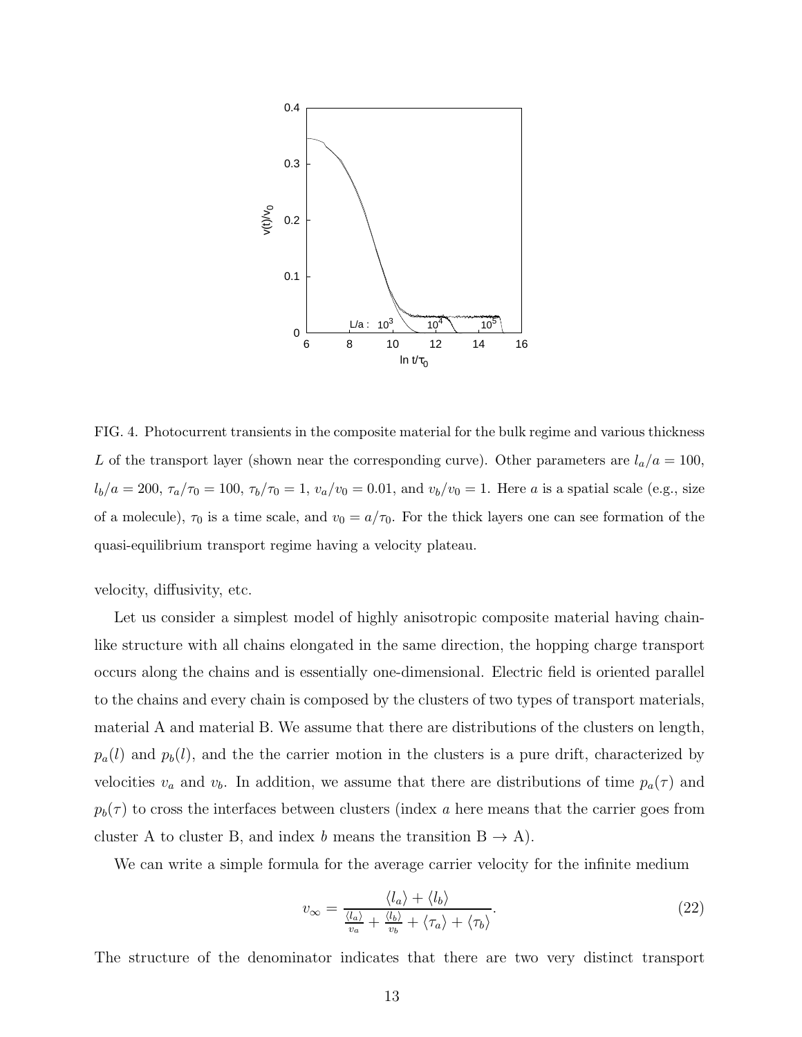FIG. 4. Photocurrent transients in the composite material for the bulk regime and various thickness $L$ of the transport layer (shown near the corresponding curve). Other parameters are $l_a/a = 100$, $l_b/a = 200$, $\tau_a/\tau_0 = 100$, $\tau_b/\tau_0 = 1$, $v_a/v_0 = 0.01$, and $v_b/v_0 = 1$. Here $a$ is a spatial scale (e.g., size of a molecule), $\tau_0$ is a time scale, and $v_0 = a/\tau_0$. For the thick layers one can see formation of the quasi-equilibrium transport regime having a velocity plateau.

velocity, diffusivity, etc.

Let us consider a simplest model of highly anisotropic composite material having chain-like structure with all chains elongated in the same direction, the hopping charge transport occurs along the chains and is essentially one-dimensional. Electric field is oriented parallel to the chains and every chain is composed by the clusters of two types of transport materials, material A and material B. We assume that there are distributions of the clusters on length, $p_a(l)$ and $p_b(l)$, and the the carrier motion in the clusters is a pure drift, characterized by velocities $v_a$ and $v_b$. In addition, we assume that there are distributions of time $p_a(\tau)$ and $p_b(\tau)$ to cross the interfaces between clusters (index $a$ here means that the carrier goes from cluster A to cluster B, and index $b$ means the transition B $\to$ A).

We can write a simple formula for the average carrier velocity for the infinite medium

$$v_\infty = \frac{\langle l_a\rangle + \langle l_b\rangle}{\frac{\langle l_a\rangle}{v_a} + \frac{\langle l_b\rangle}{v_b} + \langle\tau_a\rangle + \langle\tau_b\rangle}. \tag{22}$$

The structure of the denominator indicates that there are two very distinct transport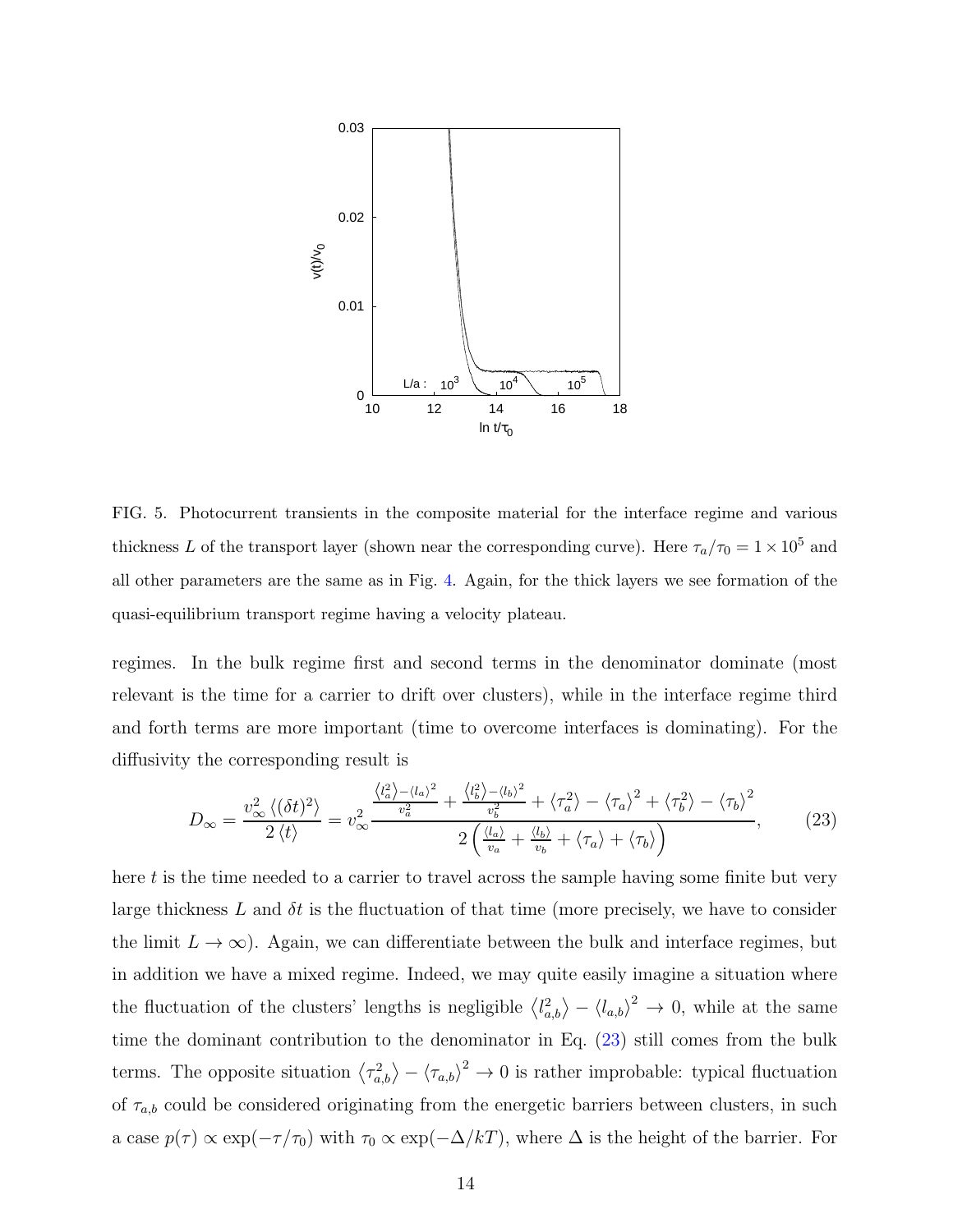FIG. 5. Photocurrent transients in the composite material for the interface regime and various thickness $L$ of the transport layer (shown near the corresponding curve). Here $\tau_a/\tau_0 = 1\times 10^5$ and all other parameters are the same as in Fig. 4. Again, for the thick layers we see formation of the quasi-equilibrium transport regime having a velocity plateau.

regimes. In the bulk regime first and second terms in the denominator dominate (most relevant is the time for a carrier to drift over clusters), while in the interface regime third and forth terms are more important (time to overcome interfaces is dominating). For the diffusivity the corresponding result is

$$D_\infty = \frac{v_\infty^2 \left\langle (\delta t)^2 \right\rangle}{2\left\langle t \right\rangle} = v_\infty^2 \frac{\frac{\left\langle l_a^2 \right\rangle - \left\langle l_a \right\rangle^2}{v_a^2} + \frac{\left\langle l_b^2 \right\rangle - \left\langle l_b \right\rangle^2}{v_b^2} + \left\langle \tau_a^2 \right\rangle - \left\langle \tau_a \right\rangle^2 + \left\langle \tau_b^2 \right\rangle - \left\langle \tau_b \right\rangle^2}{2\left( \frac{\left\langle l_a \right\rangle}{v_a} + \frac{\left\langle l_b \right\rangle}{v_b} + \left\langle \tau_a \right\rangle + \left\langle \tau_b \right\rangle \right)}, \tag{23}$$

here $t$ is the time needed to a carrier to travel across the sample having some finite but very large thickness $L$ and $\delta t$ is the fluctuation of that time (more precisely, we have to consider the limit $L \to \infty$). Again, we can differentiate between the bulk and interface regimes, but in addition we have a mixed regime. Indeed, we may quite easily imagine a situation where the fluctuation of the clusters' lengths is negligible $\left\langle l_{a,b}^2 \right\rangle - \left\langle l_{a,b} \right\rangle^2 \to 0$, while at the same time the dominant contribution to the denominator in Eq. (23) still comes from the bulk terms. The opposite situation $\left\langle \tau_{a,b}^2 \right\rangle - \left\langle \tau_{a,b} \right\rangle^2 \to 0$ is rather improbable: typical fluctuation of $\tau_{a,b}$ could be considered originating from the energetic barriers between clusters, in such a case $p(\tau) \propto \exp(-\tau/\tau_0)$ with $\tau_0 \propto \exp(-\Delta/kT)$, where $\Delta$ is the height of the barrier. For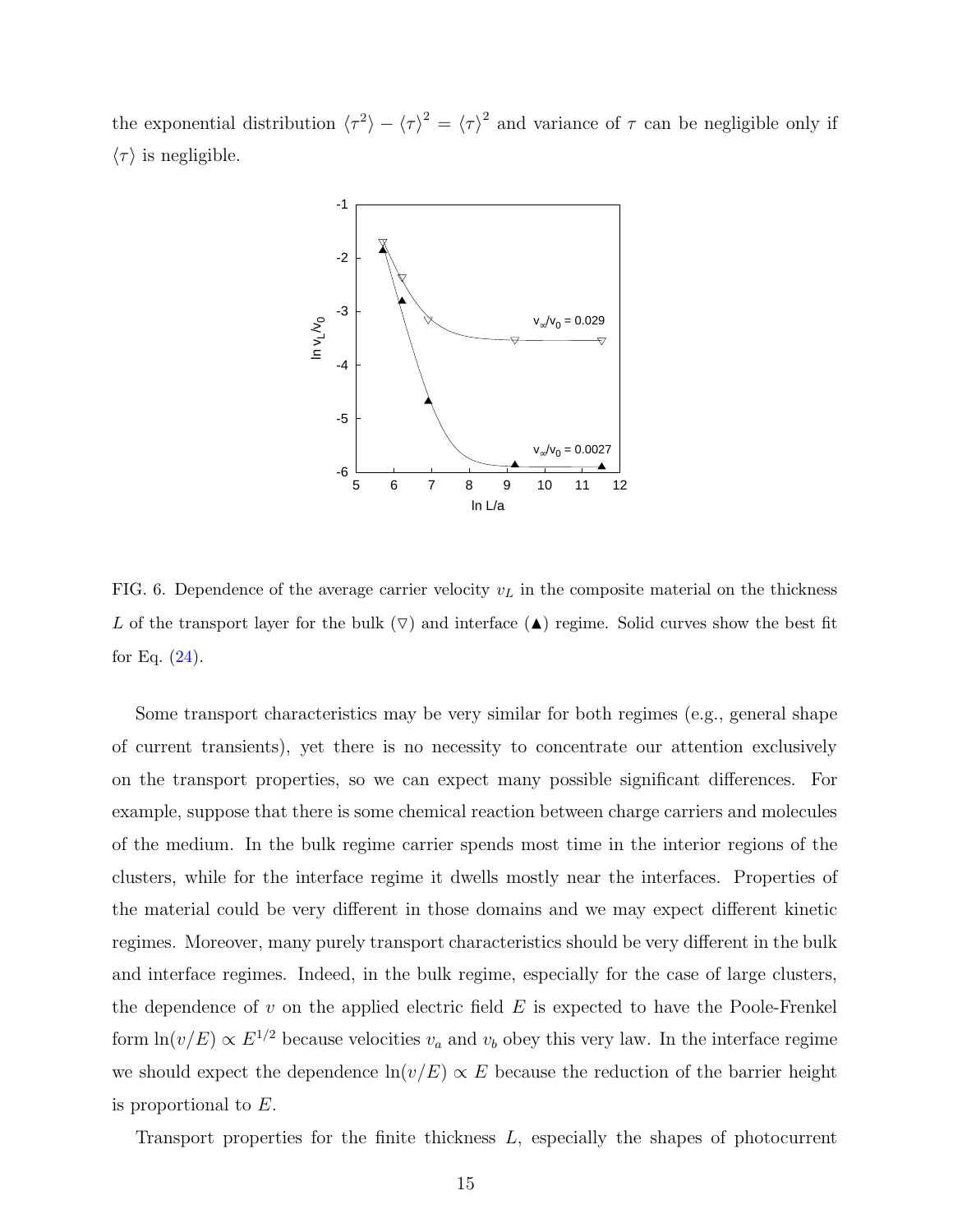the exponential distribution $\langle \tau^2 \rangle - \langle \tau \rangle^2 = \langle \tau \rangle^2$ and variance of $\tau$ can be negligible only if $\langle \tau \rangle$ is negligible.

FIG. 6. Dependence of the average carrier velocity $v_L$ in the composite material on the thickness $L$ of the transport layer for the bulk ($\triangledown$) and interface ($\blacktriangle$) regime. Solid curves show the best fit for Eq. (24).

Some transport characteristics may be very similar for both regimes (e.g., general shape of current transients), yet there is no necessity to concentrate our attention exclusively on the transport properties, so we can expect many possible significant differences. For example, suppose that there is some chemical reaction between charge carriers and molecules of the medium. In the bulk regime carrier spends most time in the interior regions of the clusters, while for the interface regime it dwells mostly near the interfaces. Properties of the material could be very different in those domains and we may expect different kinetic regimes. Moreover, many purely transport characteristics should be very different in the bulk and interface regimes. Indeed, in the bulk regime, especially for the case of large clusters, the dependence of $v$ on the applied electric field $E$ is expected to have the Poole-Frenkel form $\ln(v/E) \propto E^{1/2}$ because velocities $v_a$ and $v_b$ obey this very law. In the interface regime we should expect the dependence $\ln(v/E) \propto E$ because the reduction of the barrier height is proportional to $E$.

Transport properties for the finite thickness $L$, especially the shapes of photocurrent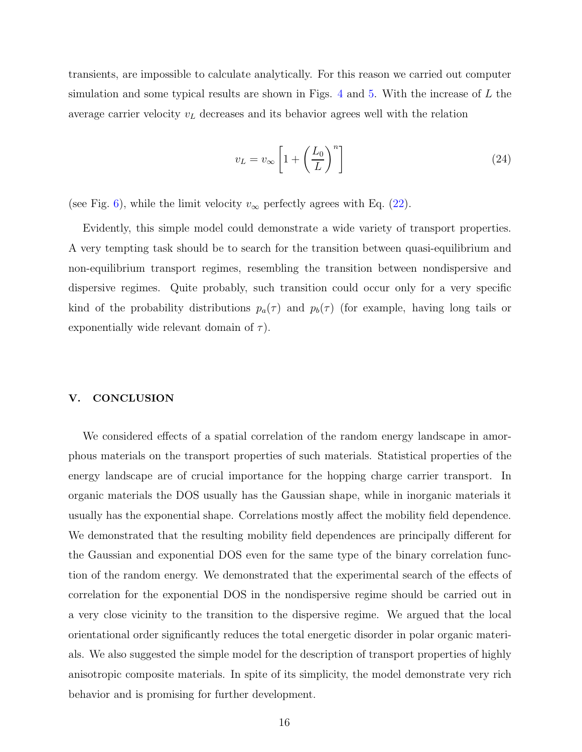transients, are impossible to calculate analytically. For this reason we carried out computer simulation and some typical results are shown in Figs. 4 and 5. With the increase of $L$ the average carrier velocity $v_L$ decreases and its behavior agrees well with the relation

$$v_L = v_\infty \left[ 1 + \left( \frac{L_0}{L} \right)^n \right] \tag{24}$$

(see Fig. 6), while the limit velocity $v_\infty$ perfectly agrees with Eq. (22).

Evidently, this simple model could demonstrate a wide variety of transport properties. A very tempting task should be to search for the transition between quasi-equilibrium and non-equilibrium transport regimes, resembling the transition between nondispersive and dispersive regimes. Quite probably, such transition could occur only for a very specific kind of the probability distributions $p_a(\tau)$ and $p_b(\tau)$ (for example, having long tails or exponentially wide relevant domain of $\tau$).

## V. CONCLUSION

We considered effects of a spatial correlation of the random energy landscape in amorphous materials on the transport properties of such materials. Statistical properties of the energy landscape are of crucial importance for the hopping charge carrier transport. In organic materials the DOS usually has the Gaussian shape, while in inorganic materials it usually has the exponential shape. Correlations mostly affect the mobility field dependence. We demonstrated that the resulting mobility field dependences are principally different for the Gaussian and exponential DOS even for the same type of the binary correlation function of the random energy. We demonstrated that the experimental search of the effects of correlation for the exponential DOS in the nondispersive regime should be carried out in a very close vicinity to the transition to the dispersive regime. We argued that the local orientational order significantly reduces the total energetic disorder in polar organic materials. We also suggested the simple model for the description of transport properties of highly anisotropic composite materials. In spite of its simplicity, the model demonstrate very rich behavior and is promising for further development.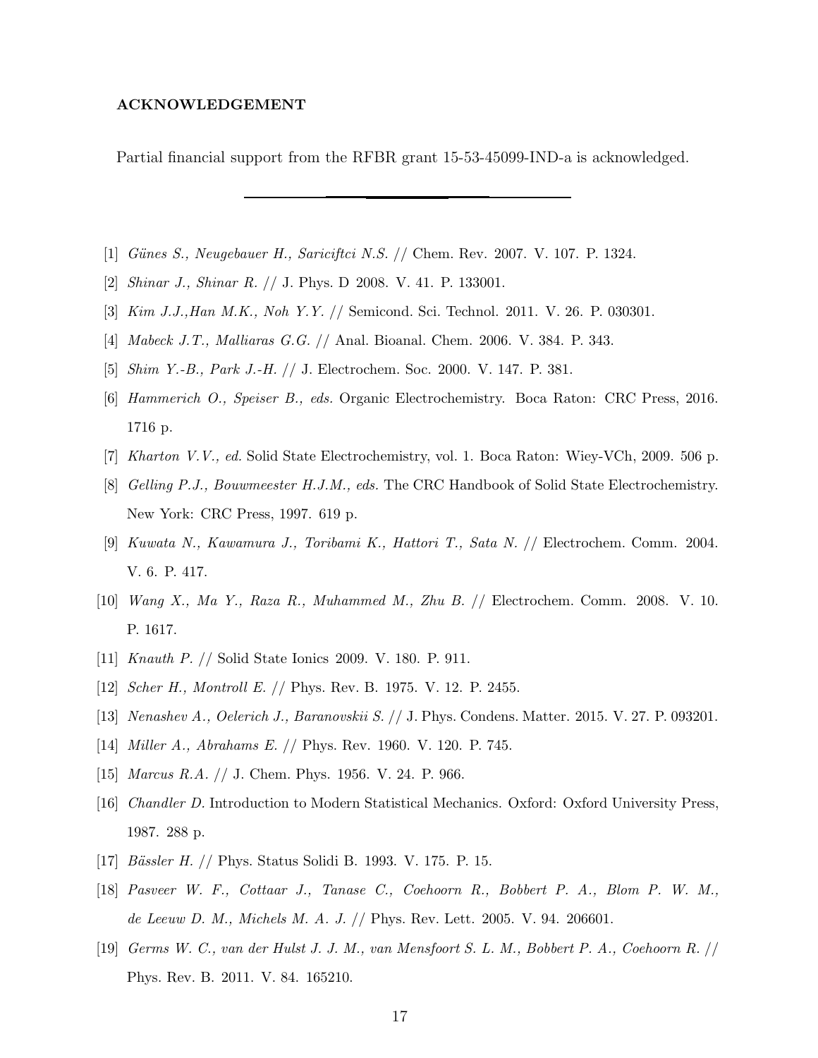**ACKNOWLEDGEMENT**

Partial financial support from the RFBR grant 15-53-45099-IND-a is acknowledged.

---

[1] *Günes S., Neugebauer H., Sariciftci N.S.* // Chem. Rev. 2007. V. 107. P. 1324.

[2] *Shinar J., Shinar R.* // J. Phys. D 2008. V. 41. P. 133001.

[3] *Kim J.J.,Han M.K., Noh Y.Y.* // Semicond. Sci. Technol. 2011. V. 26. P. 030301.

[4] *Mabeck J.T., Malliaras G.G.* // Anal. Bioanal. Chem. 2006. V. 384. P. 343.

[5] *Shim Y.-B., Park J.-H.* // J. Electrochem. Soc. 2000. V. 147. P. 381.

[6] *Hammerich O., Speiser B., eds.* Organic Electrochemistry. Boca Raton: CRC Press, 2016. 1716 p.

[7] *Kharton V.V., ed.* Solid State Electrochemistry, vol. 1. Boca Raton: Wiey-VCh, 2009. 506 p.

[8] *Gelling P.J., Bouwmeester H.J.M., eds.* The CRC Handbook of Solid State Electrochemistry. New York: CRC Press, 1997. 619 p.

[9] *Kuwata N., Kawamura J., Toribami K., Hattori T., Sata N.* // Electrochem. Comm. 2004. V. 6. P. 417.

[10] *Wang X., Ma Y., Raza R., Muhammed M., Zhu B.* // Electrochem. Comm. 2008. V. 10. P. 1617.

[11] *Knauth P.* // Solid State Ionics 2009. V. 180. P. 911.

[12] *Scher H., Montroll E.* // Phys. Rev. B. 1975. V. 12. P. 2455.

[13] *Nenashev A., Oelerich J., Baranovskii S.* // J. Phys. Condens. Matter. 2015. V. 27. P. 093201.

[14] *Miller A., Abrahams E.* // Phys. Rev. 1960. V. 120. P. 745.

[15] *Marcus R.A.* // J. Chem. Phys. 1956. V. 24. P. 966.

[16] *Chandler D.* Introduction to Modern Statistical Mechanics. Oxford: Oxford University Press, 1987. 288 p.

[17] *Bässler H.* // Phys. Status Solidi B. 1993. V. 175. P. 15.

[18] *Pasveer W. F., Cottaar J., Tanase C., Coehoorn R., Bobbert P. A., Blom P. W. M., de Leeuw D. M., Michels M. A. J.* // Phys. Rev. Lett. 2005. V. 94. 206601.

[19] *Germs W. C., van der Hulst J. J. M., van Mensfoort S. L. M., Bobbert P. A., Coehoorn R.* // Phys. Rev. B. 2011. V. 84. 165210.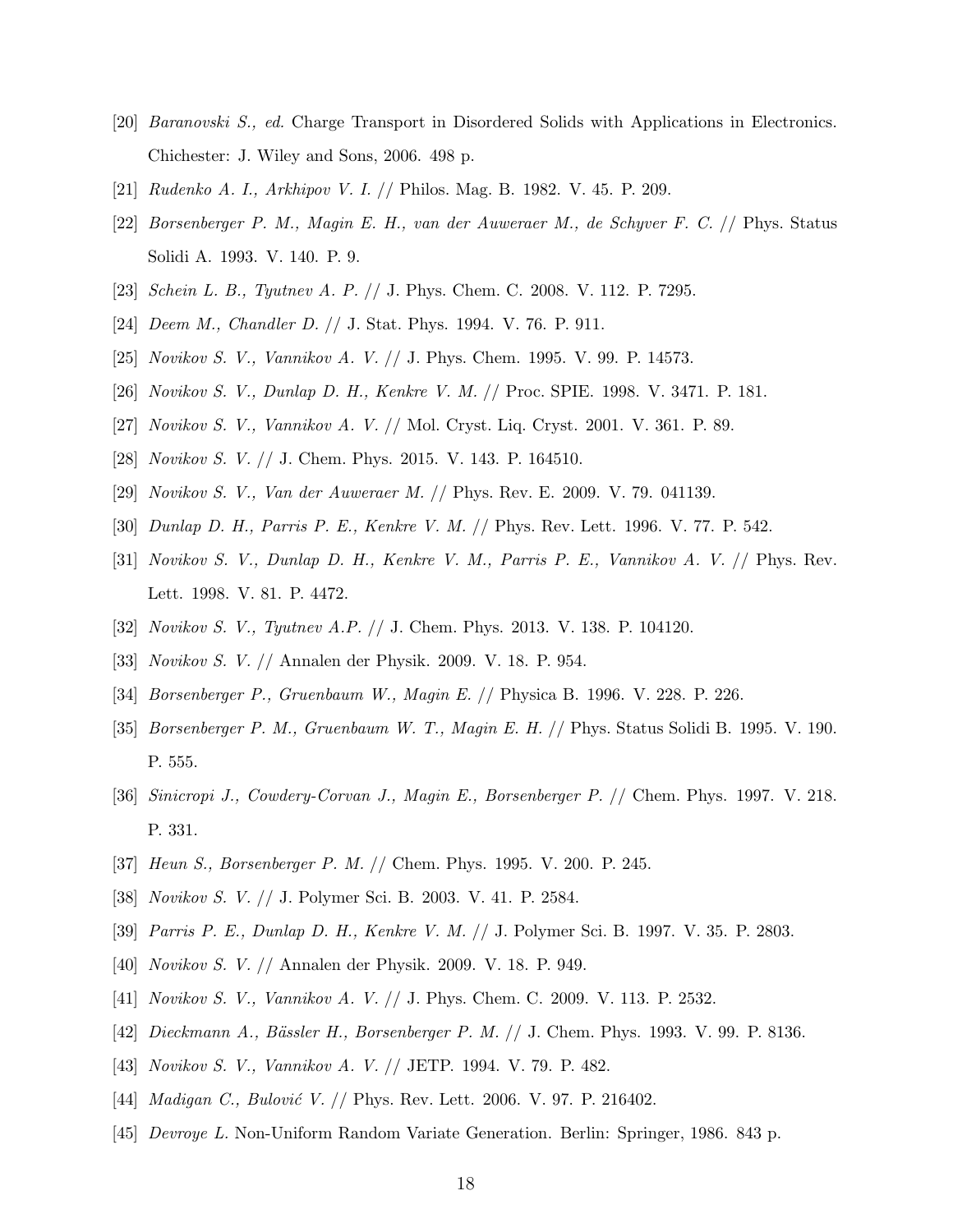[20] *Baranovski S., ed.* Charge Transport in Disordered Solids with Applications in Electronics. Chichester: J. Wiley and Sons, 2006. 498 p.

[21] *Rudenko A. I., Arkhipov V. I.* // Philos. Mag. B. 1982. V. 45. P. 209.

[22] *Borsenberger P. M., Magin E. H., van der Auweraer M., de Schyver F. C.* // Phys. Status Solidi A. 1993. V. 140. P. 9.

[23] *Schein L. B., Tyutnev A. P.* // J. Phys. Chem. C. 2008. V. 112. P. 7295.

[24] *Deem M., Chandler D.* // J. Stat. Phys. 1994. V. 76. P. 911.

[25] *Novikov S. V., Vannikov A. V.* // J. Phys. Chem. 1995. V. 99. P. 14573.

[26] *Novikov S. V., Dunlap D. H., Kenkre V. M.* // Proc. SPIE. 1998. V. 3471. P. 181.

[27] *Novikov S. V., Vannikov A. V.* // Mol. Cryst. Liq. Cryst. 2001. V. 361. P. 89.

[28] *Novikov S. V.* // J. Chem. Phys. 2015. V. 143. P. 164510.

[29] *Novikov S. V., Van der Auweraer M.* // Phys. Rev. E. 2009. V. 79. 041139.

[30] *Dunlap D. H., Parris P. E., Kenkre V. M.* // Phys. Rev. Lett. 1996. V. 77. P. 542.

[31] *Novikov S. V., Dunlap D. H., Kenkre V. M., Parris P. E., Vannikov A. V.* // Phys. Rev. Lett. 1998. V. 81. P. 4472.

[32] *Novikov S. V., Tyutnev A.P.* // J. Chem. Phys. 2013. V. 138. P. 104120.

[33] *Novikov S. V.* // Annalen der Physik. 2009. V. 18. P. 954.

[34] *Borsenberger P., Gruenbaum W., Magin E.* // Physica B. 1996. V. 228. P. 226.

[35] *Borsenberger P. M., Gruenbaum W. T., Magin E. H.* // Phys. Status Solidi B. 1995. V. 190. P. 555.

[36] *Sinicropi J., Cowdery-Corvan J., Magin E., Borsenberger P.* // Chem. Phys. 1997. V. 218. P. 331.

[37] *Heun S., Borsenberger P. M.* // Chem. Phys. 1995. V. 200. P. 245.

[38] *Novikov S. V.* // J. Polymer Sci. B. 2003. V. 41. P. 2584.

[39] *Parris P. E., Dunlap D. H., Kenkre V. M.* // J. Polymer Sci. B. 1997. V. 35. P. 2803.

[40] *Novikov S. V.* // Annalen der Physik. 2009. V. 18. P. 949.

[41] *Novikov S. V., Vannikov A. V.* // J. Phys. Chem. C. 2009. V. 113. P. 2532.

[42] *Dieckmann A., Bässler H., Borsenberger P. M.* // J. Chem. Phys. 1993. V. 99. P. 8136.

[43] *Novikov S. V., Vannikov A. V.* // JETP. 1994. V. 79. P. 482.

[44] *Madigan C., Bulović V.* // Phys. Rev. Lett. 2006. V. 97. P. 216402.

[45] *Devroye L.* Non-Uniform Random Variate Generation. Berlin: Springer, 1986. 843 p.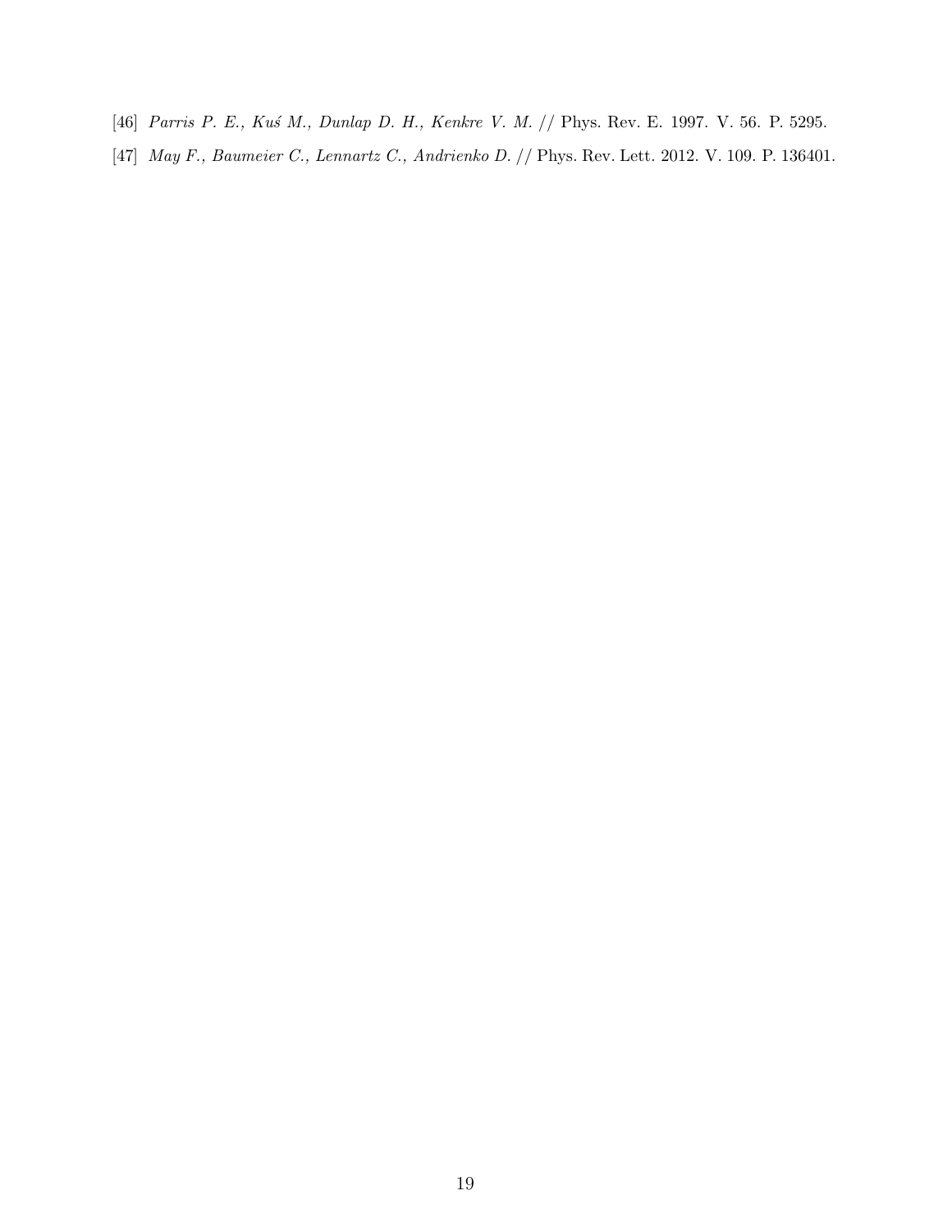[46] *Parris P. E., Kuś M., Dunlap D. H., Kenkre V. M.* // Phys. Rev. E. 1997. V. 56. P. 5295.

[47] *May F., Baumeier C., Lennartz C., Andrienko D.* // Phys. Rev. Lett. 2012. V. 109. P. 136401.